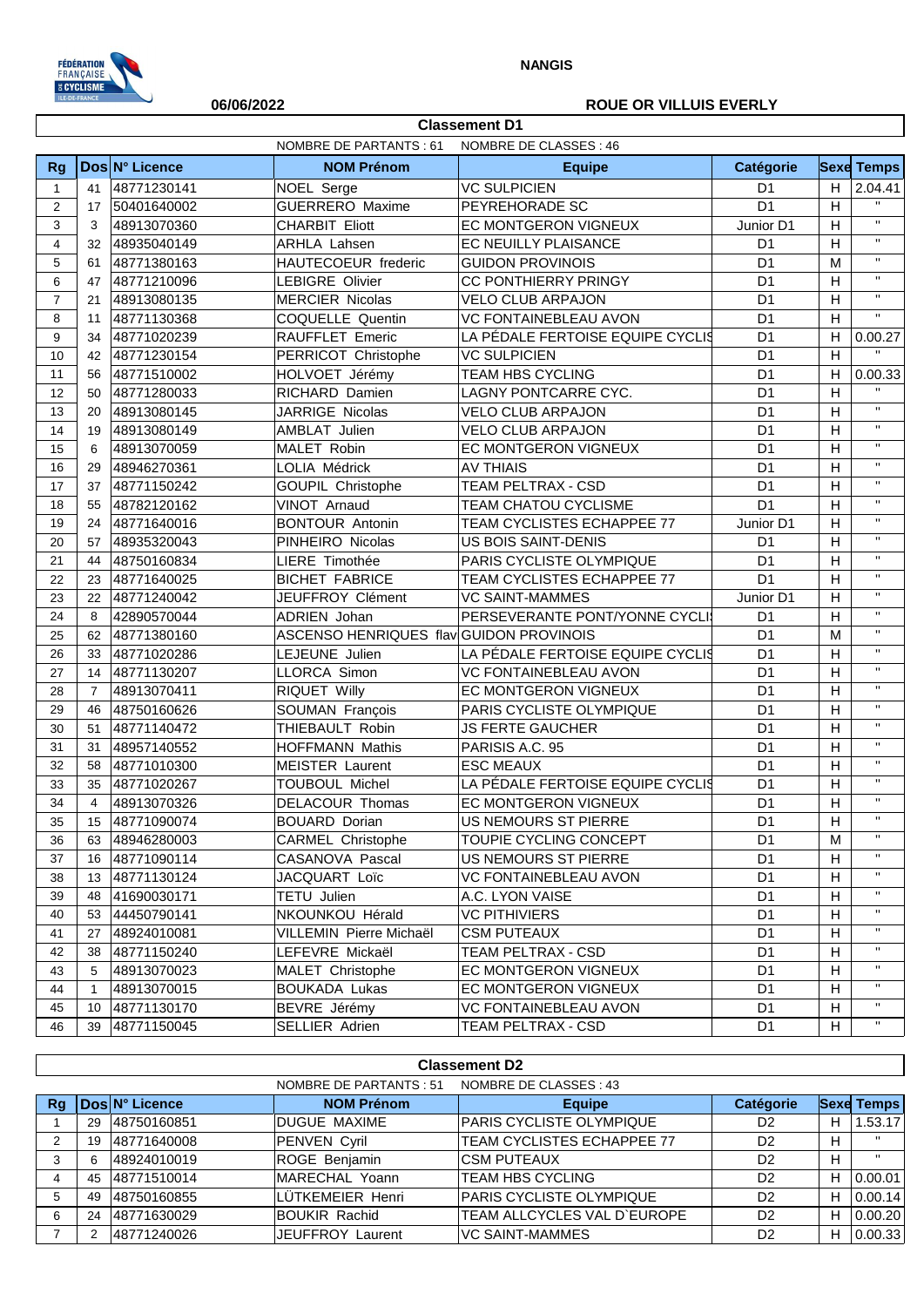NANGIS

06/06/2022

ROUE OR VILLUIS EVERLY

## Classement D1

NOMBRE DE PARTANTS : 61 NOMBRE DE CLASSES : 46

| Rg | Dos | N° Licence | NOM Prénom | Equipe | Catégorie | Sexe | Temps |
|---|---|---|---|---|---|---|---|
| 1 | 41 | 48771230141 | NOEL Serge | VC SULPICIEN | D1 | H | 2.04.41 |
| 2 | 17 | 50401640002 | GUERRERO Maxime | PEYREHORADE SC | D1 | H | " |
| 3 | 3 | 48913070360 | CHARBIT Eliott | EC MONTGERON VIGNEUX | Junior D1 | H | " |
| 4 | 32 | 48935040149 | ARHLA Lahsen | EC NEUILLY PLAISANCE | D1 | H | " |
| 5 | 61 | 48771380163 | HAUTECOEUR frederic | GUIDON PROVINOIS | D1 | M | " |
| 6 | 47 | 48771210096 | LEBIGRE Olivier | CC PONTHIERRY PRINGY | D1 | H | " |
| 7 | 21 | 48913080135 | MERCIER Nicolas | VELO CLUB ARPAJON | D1 | H | " |
| 8 | 11 | 48771130368 | COQUELLE Quentin | VC FONTAINEBLEAU AVON | D1 | H | " |
| 9 | 34 | 48771020239 | RAUFFLET Emeric | LA PÉDALE FERTOISE EQUIPE CYCLIS | D1 | H | 0.00.27 |
| 10 | 42 | 48771230154 | PERRICOT Christophe | VC SULPICIEN | D1 | H | " |
| 11 | 56 | 48771510002 | HOLVOET Jérémy | TEAM HBS CYCLING | D1 | H | 0.00.33 |
| 12 | 50 | 48771280033 | RICHARD Damien | LAGNY PONTCARRE CYC. | D1 | H | " |
| 13 | 20 | 48913080145 | JARRIGE Nicolas | VELO CLUB ARPAJON | D1 | H | " |
| 14 | 19 | 48913080149 | AMBLAT Julien | VELO CLUB ARPAJON | D1 | H | " |
| 15 | 6 | 48913070059 | MALET Robin | EC MONTGERON VIGNEUX | D1 | H | " |
| 16 | 29 | 48946270361 | LOLIA Médrick | AV THIAIS | D1 | H | " |
| 17 | 37 | 48771150242 | GOUPIL Christophe | TEAM PELTRAX - CSD | D1 | H | " |
| 18 | 55 | 48782120162 | VINOT Arnaud | TEAM CHATOU CYCLISME | D1 | H | " |
| 19 | 24 | 48771640016 | BONTOUR Antonin | TEAM CYCLISTES ECHAPPEE 77 | Junior D1 | H | " |
| 20 | 57 | 48935320043 | PINHEIRO Nicolas | US BOIS SAINT-DENIS | D1 | H | " |
| 21 | 44 | 48750160834 | LIERE Timothée | PARIS CYCLISTE OLYMPIQUE | D1 | H | " |
| 22 | 23 | 48771640025 | BICHET FABRICE | TEAM CYCLISTES ECHAPPEE 77 | D1 | H | " |
| 23 | 22 | 48771240042 | JEUFFROY Clément | VC SAINT-MAMMES | Junior D1 | H | " |
| 24 | 8 | 42890570044 | ADRIEN Johan | PERSEVERANTE PONT/YONNE CYCLI | D1 | H | " |
| 25 | 62 | 48771380160 | ASCENSO HENRIQUES flav | GUIDON PROVINOIS | D1 | M | " |
| 26 | 33 | 48771020286 | LEJEUNE Julien | LA PÉDALE FERTOISE EQUIPE CYCLIS | D1 | H | " |
| 27 | 14 | 48771130207 | LLORCA Simon | VC FONTAINEBLEAU AVON | D1 | H | " |
| 28 | 7 | 48913070411 | RIQUET Willy | EC MONTGERON VIGNEUX | D1 | H | " |
| 29 | 46 | 48750160626 | SOUMAN François | PARIS CYCLISTE OLYMPIQUE | D1 | H | " |
| 30 | 51 | 48771140472 | THIEBAULT Robin | JS FERTE GAUCHER | D1 | H | " |
| 31 | 31 | 48957140552 | HOFFMANN Mathis | PARISIS A.C. 95 | D1 | H | " |
| 32 | 58 | 48771010300 | MEISTER Laurent | ESC MEAUX | D1 | H | " |
| 33 | 35 | 48771020267 | TOUBOUL Michel | LA PÉDALE FERTOISE EQUIPE CYCLIS | D1 | H | " |
| 34 | 4 | 48913070326 | DELACOUR Thomas | EC MONTGERON VIGNEUX | D1 | H | " |
| 35 | 15 | 48771090074 | BOUARD Dorian | US NEMOURS ST PIERRE | D1 | H | " |
| 36 | 63 | 48946280003 | CARMEL Christophe | TOUPIE CYCLING CONCEPT | D1 | M | " |
| 37 | 16 | 48771090114 | CASANOVA Pascal | US NEMOURS ST PIERRE | D1 | H | " |
| 38 | 13 | 48771130124 | JACQUART Loïc | VC FONTAINEBLEAU AVON | D1 | H | " |
| 39 | 48 | 41690030171 | TETU Julien | A.C. LYON VAISE | D1 | H | " |
| 40 | 53 | 44450790141 | NKOUNKOU Hérald | VC PITHIVIERS | D1 | H | " |
| 41 | 27 | 48924010081 | VILLEMIN Pierre Michaël | CSM PUTEAUX | D1 | H | " |
| 42 | 38 | 48771150240 | LEFEVRE Mickaël | TEAM PELTRAX - CSD | D1 | H | " |
| 43 | 5 | 48913070023 | MALET Christophe | EC MONTGERON VIGNEUX | D1 | H | " |
| 44 | 1 | 48913070015 | BOUKADA Lukas | EC MONTGERON VIGNEUX | D1 | H | " |
| 45 | 10 | 48771130170 | BEVRE Jérémy | VC FONTAINEBLEAU AVON | D1 | H | " |
| 46 | 39 | 48771150045 | SELLIER Adrien | TEAM PELTRAX - CSD | D1 | H | " |

## Classement D2

NOMBRE DE PARTANTS : 51 NOMBRE DE CLASSES : 43

| Rg | Dos | N° Licence | NOM Prénom | Equipe | Catégorie | Sexe | Temps |
|---|---|---|---|---|---|---|---|
| 1 | 29 | 48750160851 | DUGUE MAXIME | PARIS CYCLISTE OLYMPIQUE | D2 | H | 1.53.17 |
| 2 | 19 | 48771640008 | PENVEN Cyril | TEAM CYCLISTES ECHAPPEE 77 | D2 | H | " |
| 3 | 6 | 48924010019 | ROGE Benjamin | CSM PUTEAUX | D2 | H | " |
| 4 | 45 | 48771510014 | MARECHAL Yoann | TEAM HBS CYCLING | D2 | H | 0.00.01 |
| 5 | 49 | 48750160855 | LÜTKEMEIER Henri | PARIS CYCLISTE OLYMPIQUE | D2 | H | 0.00.14 |
| 6 | 24 | 48771630029 | BOUKIR Rachid | TEAM ALLCYCLES VAL D`EUROPE | D2 | H | 0.00.20 |
| 7 | 2 | 48771240026 | JEUFFROY Laurent | VC SAINT-MAMMES | D2 | H | 0.00.33 |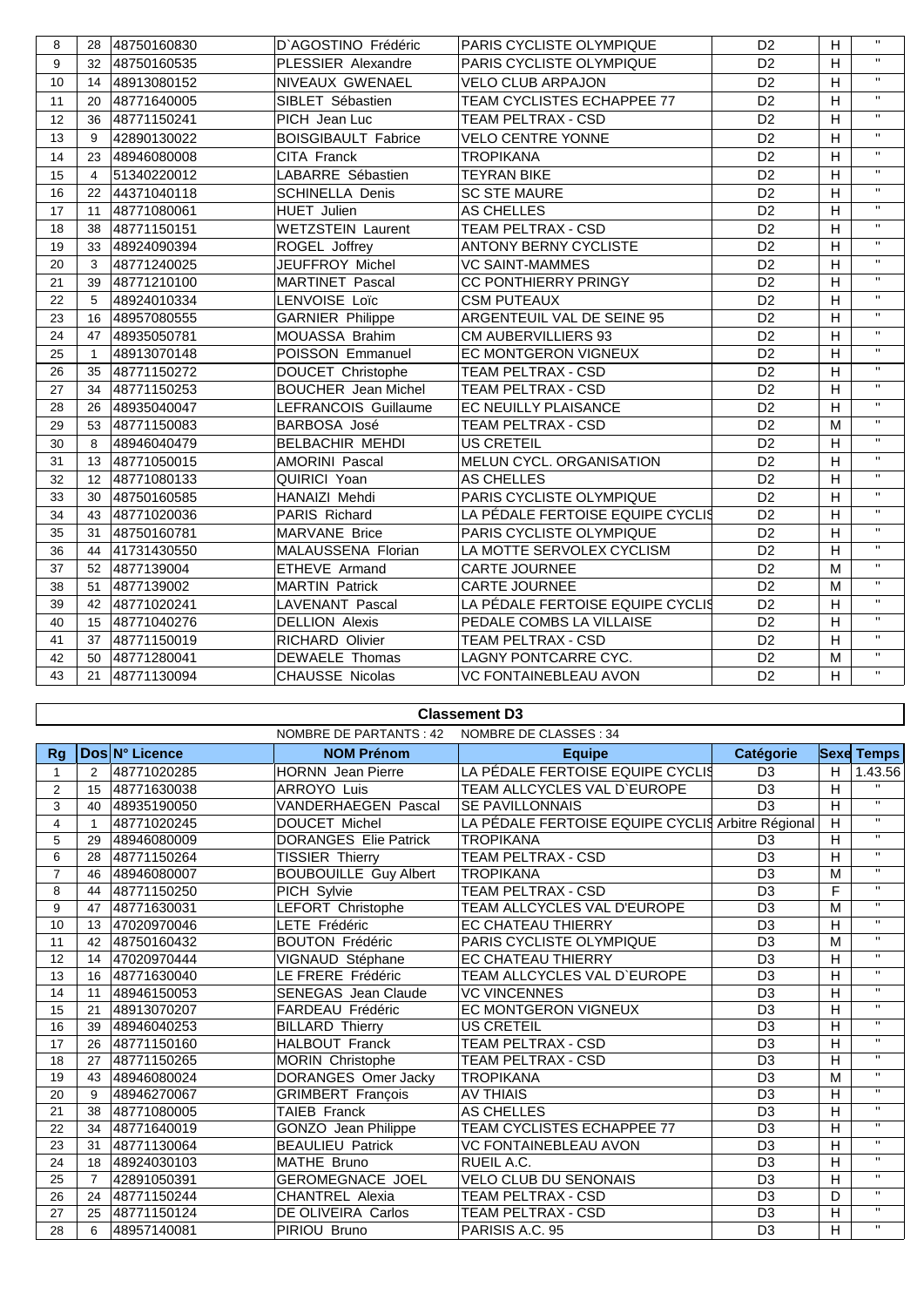| | | | | | | | |
|---|---|---|---|---|---|---|---|
| 8 | 28 | 48750160830 | D`AGOSTINO Frédéric | PARIS CYCLISTE OLYMPIQUE | D2 | H | " |
| 9 | 32 | 48750160535 | PLESSIER Alexandre | PARIS CYCLISTE OLYMPIQUE | D2 | H | " |
| 10 | 14 | 48913080152 | NIVEAUX GWENAEL | VELO CLUB ARPAJON | D2 | H | " |
| 11 | 20 | 48771640005 | SIBLET Sébastien | TEAM CYCLISTES ECHAPPEE 77 | D2 | H | " |
| 12 | 36 | 48771150241 | PICH Jean Luc | TEAM PELTRAX - CSD | D2 | H | " |
| 13 | 9 | 42890130022 | BOISGIBAULT Fabrice | VELO CENTRE YONNE | D2 | H | " |
| 14 | 23 | 48946080008 | CITA Franck | TROPIKANA | D2 | H | " |
| 15 | 4 | 51340220012 | LABARRE Sébastien | TEYRAN BIKE | D2 | H | " |
| 16 | 22 | 44371040118 | SCHINELLA Denis | SC STE MAURE | D2 | H | " |
| 17 | 11 | 48771080061 | HUET Julien | AS CHELLES | D2 | H | " |
| 18 | 38 | 48771150151 | WETZSTEIN Laurent | TEAM PELTRAX - CSD | D2 | H | " |
| 19 | 33 | 48924090394 | ROGEL Joffrey | ANTONY BERNY CYCLISTE | D2 | H | " |
| 20 | 3 | 48771240025 | JEUFFROY Michel | VC SAINT-MAMMES | D2 | H | " |
| 21 | 39 | 48771210100 | MARTINET Pascal | CC PONTHIERRY PRINGY | D2 | H | " |
| 22 | 5 | 48924010334 | LENVOISE Loïc | CSM PUTEAUX | D2 | H | " |
| 23 | 16 | 48957080555 | GARNIER Philippe | ARGENTEUIL VAL DE SEINE 95 | D2 | H | " |
| 24 | 47 | 48935050781 | MOUASSA Brahim | CM AUBERVILLIERS 93 | D2 | H | " |
| 25 | 1 | 48913070148 | POISSON Emmanuel | EC MONTGERON VIGNEUX | D2 | H | " |
| 26 | 35 | 48771150272 | DOUCET Christophe | TEAM PELTRAX - CSD | D2 | H | " |
| 27 | 34 | 48771150253 | BOUCHER Jean Michel | TEAM PELTRAX - CSD | D2 | H | " |
| 28 | 26 | 48935040047 | LEFRANCOIS Guillaume | EC NEUILLY PLAISANCE | D2 | H | " |
| 29 | 53 | 48771150083 | BARBOSA José | TEAM PELTRAX - CSD | D2 | M | " |
| 30 | 8 | 48946040479 | BELBACHIR MEHDI | US CRETEIL | D2 | H | " |
| 31 | 13 | 48771050015 | AMORINI Pascal | MELUN CYCL. ORGANISATION | D2 | H | " |
| 32 | 12 | 48771080133 | QUIRICI Yoan | AS CHELLES | D2 | H | " |
| 33 | 30 | 48750160585 | HANAIZI Mehdi | PARIS CYCLISTE OLYMPIQUE | D2 | H | " |
| 34 | 43 | 48771020036 | PARIS Richard | LA PÉDALE FERTOISE EQUIPE CYCLIS | D2 | H | " |
| 35 | 31 | 48750160781 | MARVANE Brice | PARIS CYCLISTE OLYMPIQUE | D2 | H | " |
| 36 | 44 | 41731430550 | MALAUSSENA Florian | LA MOTTE SERVOLEX CYCLISM | D2 | H | " |
| 37 | 52 | 4877139004 | ETHEVE Armand | CARTE JOURNEE | D2 | M | " |
| 38 | 51 | 4877139002 | MARTIN Patrick | CARTE JOURNEE | D2 | M | " |
| 39 | 42 | 48771020241 | LAVENANT Pascal | LA PÉDALE FERTOISE EQUIPE CYCLIS | D2 | H | " |
| 40 | 15 | 48771040276 | DELLION Alexis | PEDALE COMBS LA VILLAISE | D2 | H | " |
| 41 | 37 | 48771150019 | RICHARD Olivier | TEAM PELTRAX - CSD | D2 | H | " |
| 42 | 50 | 48771280041 | DEWAELE Thomas | LAGNY PONTCARRE CYC. | D2 | M | " |
| 43 | 21 | 48771130094 | CHAUSSE Nicolas | VC FONTAINEBLEAU AVON | D2 | H | " |

## Classement D3

NOMBRE DE PARTANTS : 42 NOMBRE DE CLASSES : 34

| Rg | Dos | N° Licence | NOM Prénom | Equipe | Catégorie | Sexe | Temps |
|---|---|---|---|---|---|---|---|
| 1 | 2 | 48771020285 | HORNN Jean Pierre | LA PÉDALE FERTOISE EQUIPE CYCLIS | D3 | H | 1.43.56 |
| 2 | 15 | 48771630038 | ARROYO Luis | TEAM ALLCYCLES VAL D`EUROPE | D3 | H | " |
| 3 | 40 | 48935190050 | VANDERHAEGEN Pascal | SE PAVILLONNAIS | D3 | H | " |
| 4 | 1 | 48771020245 | DOUCET Michel | LA PÉDALE FERTOISE EQUIPE CYCLIS | Arbitre Régional | H | " |
| 5 | 29 | 48946080009 | DORANGES Elie Patrick | TROPIKANA | D3 | H | " |
| 6 | 28 | 48771150264 | TISSIER Thierry | TEAM PELTRAX - CSD | D3 | H | " |
| 7 | 46 | 48946080007 | BOUBOUILLE Guy Albert | TROPIKANA | D3 | M | " |
| 8 | 44 | 48771150250 | PICH Sylvie | TEAM PELTRAX - CSD | D3 | F | " |
| 9 | 47 | 48771630031 | LEFORT Christophe | TEAM ALLCYCLES VAL D'EUROPE | D3 | M | " |
| 10 | 13 | 47020970046 | LETE Frédéric | EC CHATEAU THIERRY | D3 | H | " |
| 11 | 42 | 48750160432 | BOUTON Frédéric | PARIS CYCLISTE OLYMPIQUE | D3 | M | " |
| 12 | 14 | 47020970444 | VIGNAUD Stéphane | EC CHATEAU THIERRY | D3 | H | " |
| 13 | 16 | 48771630040 | LE FRERE Frédéric | TEAM ALLCYCLES VAL D`EUROPE | D3 | H | " |
| 14 | 11 | 48946150053 | SENEGAS Jean Claude | VC VINCENNES | D3 | H | " |
| 15 | 21 | 48913070207 | FARDEAU Frédéric | EC MONTGERON VIGNEUX | D3 | H | " |
| 16 | 39 | 48946040253 | BILLARD Thierry | US CRETEIL | D3 | H | " |
| 17 | 26 | 48771150160 | HALBOUT Franck | TEAM PELTRAX - CSD | D3 | H | " |
| 18 | 27 | 48771150265 | MORIN Christophe | TEAM PELTRAX - CSD | D3 | H | " |
| 19 | 43 | 48946080024 | DORANGES Omer Jacky | TROPIKANA | D3 | M | " |
| 20 | 9 | 48946270067 | GRIMBERT François | AV THIAIS | D3 | H | " |
| 21 | 38 | 48771080005 | TAIEB Franck | AS CHELLES | D3 | H | " |
| 22 | 34 | 48771640019 | GONZO Jean Philippe | TEAM CYCLISTES ECHAPPEE 77 | D3 | H | " |
| 23 | 31 | 48771130064 | BEAULIEU Patrick | VC FONTAINEBLEAU AVON | D3 | H | " |
| 24 | 18 | 48924030103 | MATHE Bruno | RUEIL A.C. | D3 | H | " |
| 25 | 7 | 42891050391 | GEROMEGNACE JOEL | VELO CLUB DU SENONAIS | D3 | H | " |
| 26 | 24 | 48771150244 | CHANTREL Alexia | TEAM PELTRAX - CSD | D3 | D | " |
| 27 | 25 | 48771150124 | DE OLIVEIRA Carlos | TEAM PELTRAX - CSD | D3 | H | " |
| 28 | 6 | 48957140081 | PIRIOU Bruno | PARISIS A.C. 95 | D3 | H | " |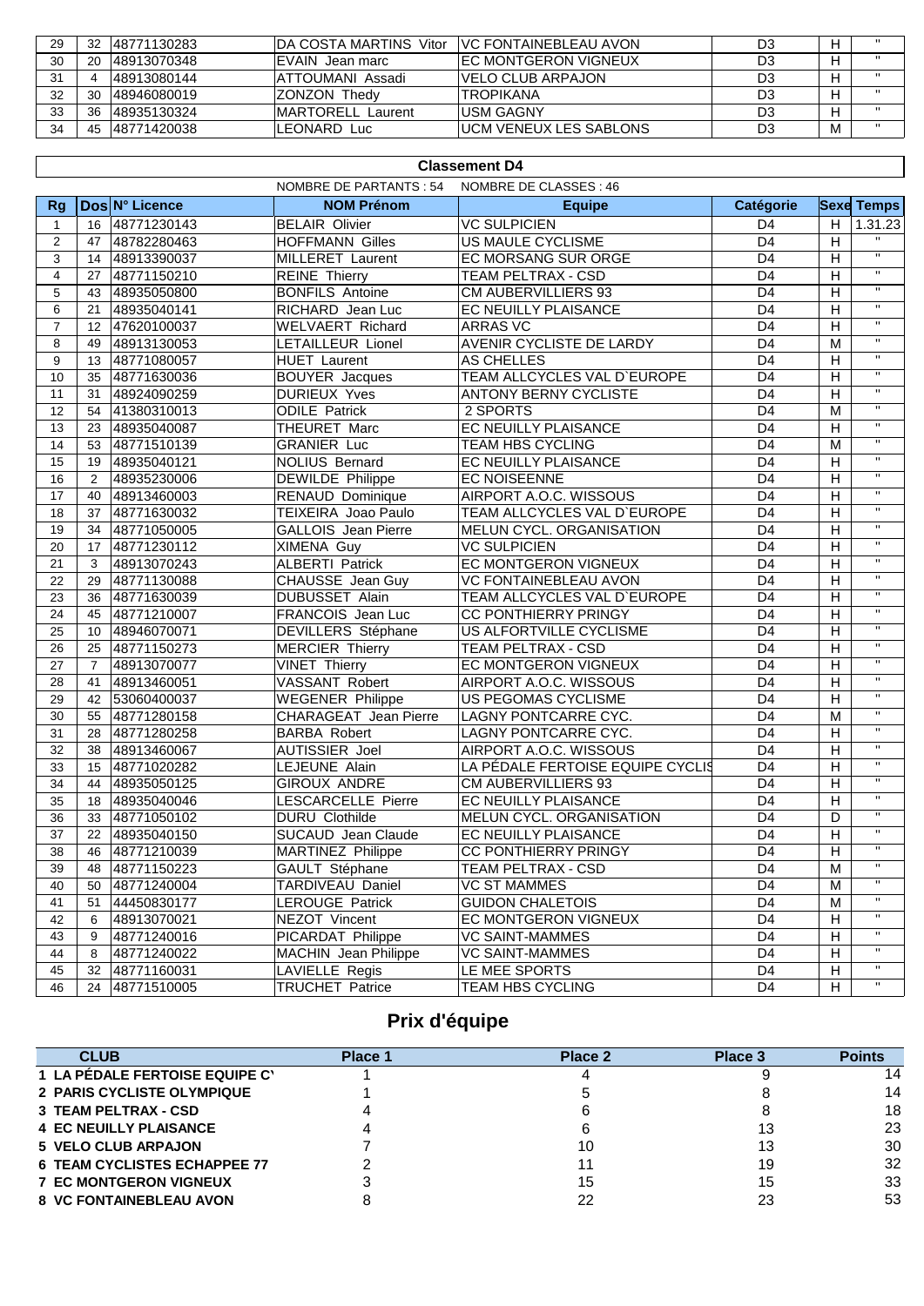| | | | | | | | |
|---|---|---|---|---|---|---|---|
| 29 | 32 | 48771130283 | DA COSTA MARTINS Vitor | VC FONTAINEBLEAU AVON | D3 | H | " |
| 30 | 20 | 48913070348 | EVAIN Jean marc | EC MONTGERON VIGNEUX | D3 | H | " |
| 31 | 4 | 48913080144 | ATTOUMANI Assadi | VELO CLUB ARPAJON | D3 | H | " |
| 32 | 30 | 48946080019 | ZONZON Thedy | TROPIKANA | D3 | H | " |
| 33 | 36 | 48935130324 | MARTORELL Laurent | USM GAGNY | D3 | H | " |
| 34 | 45 | 48771420038 | LEONARD Luc | UCM VENEUX LES SABLONS | D3 | M | " |

## Classement D4

NOMBRE DE PARTANTS : 54 NOMBRE DE CLASSES : 46

| Rg | Dos | N° Licence | NOM Prénom | Equipe | Catégorie | Sexe | Temps |
|---|---|---|---|---|---|---|---|
| 1 | 16 | 48771230143 | BELAIR Olivier | VC SULPICIEN | D4 | H | 1.31.23 |
| 2 | 47 | 48782280463 | HOFFMANN Gilles | US MAULE CYCLISME | D4 | H | " |
| 3 | 14 | 48913390037 | MILLERET Laurent | EC MORSANG SUR ORGE | D4 | H | " |
| 4 | 27 | 48771150210 | REINE Thierry | TEAM PELTRAX - CSD | D4 | H | " |
| 5 | 43 | 48935050800 | BONFILS Antoine | CM AUBERVILLIERS 93 | D4 | H | " |
| 6 | 21 | 48935040141 | RICHARD Jean Luc | EC NEUILLY PLAISANCE | D4 | H | " |
| 7 | 12 | 47620100037 | WELVAERT Richard | ARRAS VC | D4 | H | " |
| 8 | 49 | 48913130053 | LETAILLEUR Lionel | AVENIR CYCLISTE DE LARDY | D4 | M | " |
| 9 | 13 | 48771080057 | HUET Laurent | AS CHELLES | D4 | H | " |
| 10 | 35 | 48771630036 | BOUYER Jacques | TEAM ALLCYCLES VAL D`EUROPE | D4 | H | " |
| 11 | 31 | 48924090259 | DURIEUX Yves | ANTONY BERNY CYCLISTE | D4 | H | " |
| 12 | 54 | 41380310013 | ODILE Patrick | 2 SPORTS | D4 | M | " |
| 13 | 23 | 48935040087 | THEURET Marc | EC NEUILLY PLAISANCE | D4 | H | " |
| 14 | 53 | 48771510139 | GRANIER Luc | TEAM HBS CYCLING | D4 | M | " |
| 15 | 19 | 48935040121 | NOLIUS Bernard | EC NEUILLY PLAISANCE | D4 | H | " |
| 16 | 2 | 48935230006 | DEWILDE Philippe | EC NOISEENNE | D4 | H | " |
| 17 | 40 | 48913460003 | RENAUD Dominique | AIRPORT A.O.C. WISSOUS | D4 | H | " |
| 18 | 37 | 48771630032 | TEIXEIRA Joao Paulo | TEAM ALLCYCLES VAL D`EUROPE | D4 | H | " |
| 19 | 34 | 48771050005 | GALLOIS Jean Pierre | MELUN CYCL. ORGANISATION | D4 | H | " |
| 20 | 17 | 48771230112 | XIMENA Guy | VC SULPICIEN | D4 | H | " |
| 21 | 3 | 48913070243 | ALBERTI Patrick | EC MONTGERON VIGNEUX | D4 | H | " |
| 22 | 29 | 48771130088 | CHAUSSE Jean Guy | VC FONTAINEBLEAU AVON | D4 | H | " |
| 23 | 36 | 48771630039 | DUBUSSET Alain | TEAM ALLCYCLES VAL D`EUROPE | D4 | H | " |
| 24 | 45 | 48771210007 | FRANCOIS Jean Luc | CC PONTHIERRY PRINGY | D4 | H | " |
| 25 | 10 | 48946070071 | DEVILLERS Stéphane | US ALFORTVILLE CYCLISME | D4 | H | " |
| 26 | 25 | 48771150273 | MERCIER Thierry | TEAM PELTRAX - CSD | D4 | H | " |
| 27 | 7 | 48913070077 | VINET Thierry | EC MONTGERON VIGNEUX | D4 | H | " |
| 28 | 41 | 48913460051 | VASSANT Robert | AIRPORT A.O.C. WISSOUS | D4 | H | " |
| 29 | 42 | 53060400037 | WEGENER Philippe | US PEGOMAS CYCLISME | D4 | H | " |
| 30 | 55 | 48771280158 | CHARAGEAT Jean Pierre | LAGNY PONTCARRE CYC. | D4 | M | " |
| 31 | 28 | 48771280258 | BARBA Robert | LAGNY PONTCARRE CYC. | D4 | H | " |
| 32 | 38 | 48913460067 | AUTISSIER Joel | AIRPORT A.O.C. WISSOUS | D4 | H | " |
| 33 | 15 | 48771020282 | LEJEUNE Alain | LA PÉDALE FERTOISE EQUIPE CYCLIS | D4 | H | " |
| 34 | 44 | 48935050125 | GIROUX ANDRE | CM AUBERVILLIERS 93 | D4 | H | " |
| 35 | 18 | 48935040046 | LESCARCELLE Pierre | EC NEUILLY PLAISANCE | D4 | H | " |
| 36 | 33 | 48771050102 | DURU Clothilde | MELUN CYCL. ORGANISATION | D4 | D | " |
| 37 | 22 | 48935040150 | SUCAUD Jean Claude | EC NEUILLY PLAISANCE | D4 | H | " |
| 38 | 46 | 48771210039 | MARTINEZ Philippe | CC PONTHIERRY PRINGY | D4 | H | " |
| 39 | 48 | 48771150223 | GAULT Stéphane | TEAM PELTRAX - CSD | D4 | M | " |
| 40 | 50 | 48771240004 | TARDIVEAU Daniel | VC ST MAMMES | D4 | M | " |
| 41 | 51 | 44450830177 | LEROUGE Patrick | GUIDON CHALETOIS | D4 | M | " |
| 42 | 6 | 48913070021 | NEZOT Vincent | EC MONTGERON VIGNEUX | D4 | H | " |
| 43 | 9 | 48771240016 | PICARDAT Philippe | VC SAINT-MAMMES | D4 | H | " |
| 44 | 8 | 48771240022 | MACHIN Jean Philippe | VC SAINT-MAMMES | D4 | H | " |
| 45 | 32 | 48771160031 | LAVIELLE Regis | LE MEE SPORTS | D4 | H | " |
| 46 | 24 | 48771510005 | TRUCHET Patrice | TEAM HBS CYCLING | D4 | H | " |

## Prix d'équipe

| CLUB | Place 1 | Place 2 | Place 3 | Points |
|---|---|---|---|---|
| 1 LA PÉDALE FERTOISE EQUIPE C' | 1 | 4 | 9 | 14 |
| 2 PARIS CYCLISTE OLYMPIQUE | 1 | 5 | 8 | 14 |
| 3 TEAM PELTRAX - CSD | 4 | 6 | 8 | 18 |
| 4 EC NEUILLY PLAISANCE | 4 | 6 | 13 | 23 |
| 5 VELO CLUB ARPAJON | 7 | 10 | 13 | 30 |
| 6 TEAM CYCLISTES ECHAPPEE 77 | 2 | 11 | 19 | 32 |
| 7 EC MONTGERON VIGNEUX | 3 | 15 | 15 | 33 |
| 8 VC FONTAINEBLEAU AVON | 8 | 22 | 23 | 53 |